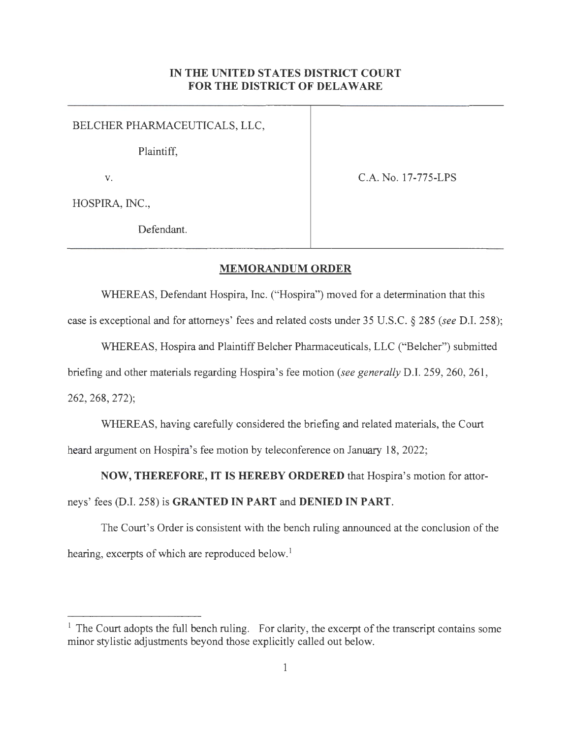# IN THE UNITED STATES DISTRICT COURT FOR THE DISTRICT OF DELAWARE

| | |
|---|---|
| BELCHER PHARMACEUTICALS, LLC,<br><br>Plaintiff,<br><br>v.<br><br>HOSPIRA, INC.,<br><br>Defendant. | C.A. No. 17-775-LPS |

## MEMORANDUM ORDER

WHEREAS, Defendant Hospira, Inc. ("Hospira") moved for a determination that this case is exceptional and for attorneys' fees and related costs under 35 U.S.C. § 285 (*see* D.I. 258);

WHEREAS, Hospira and Plaintiff Belcher Pharmaceuticals, LLC ("Belcher") submitted briefing and other materials regarding Hospira's fee motion (*see generally* D.I. 259, 260, 261, 262, 268, 272);

WHEREAS, having carefully considered the briefing and related materials, the Court heard argument on Hospira's fee motion by teleconference on January 18, 2022;

**NOW, THEREFORE, IT IS HEREBY ORDERED** that Hospira's motion for attorneys' fees (D.I. 258) is **GRANTED IN PART** and **DENIED IN PART**.

The Court's Order is consistent with the bench ruling announced at the conclusion of the hearing, excerpts of which are reproduced below.[1]

---

[1] The Court adopts the full bench ruling. For clarity, the excerpt of the transcript contains some minor stylistic adjustments beyond those explicitly called out below.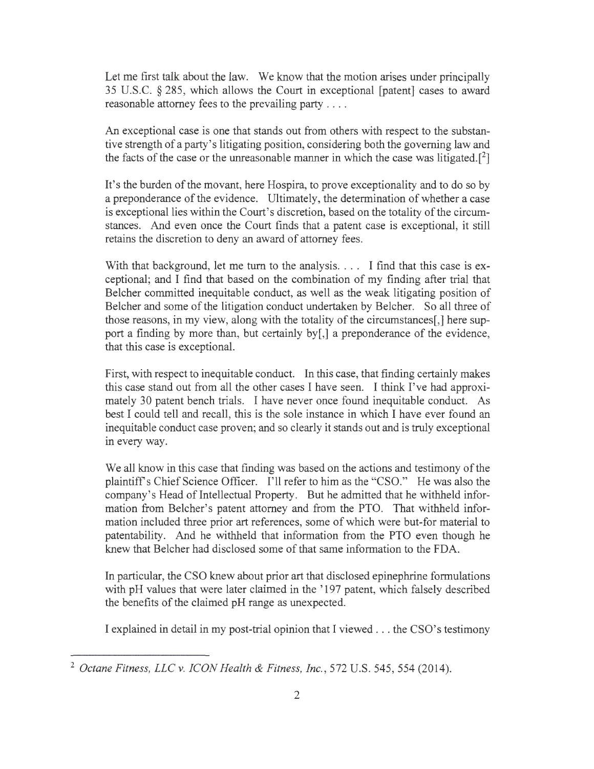Let me first talk about the law. We know that the motion arises under principally 35 U.S.C. § 285, which allows the Court in exceptional [patent] cases to award reasonable attorney fees to the prevailing party . . . .

An exceptional case is one that stands out from others with respect to the substantive strength of a party's litigating position, considering both the governing law and the facts of the case or the unreasonable manner in which the case was litigated.[[2]]

It's the burden of the movant, here Hospira, to prove exceptionality and to do so by a preponderance of the evidence. Ultimately, the determination of whether a case is exceptional lies within the Court's discretion, based on the totality of the circumstances. And even once the Court finds that a patent case is exceptional, it still retains the discretion to deny an award of attorney fees.

With that background, let me turn to the analysis. . . . I find that this case is exceptional; and I find that based on the combination of my finding after trial that Belcher committed inequitable conduct, as well as the weak litigating position of Belcher and some of the litigation conduct undertaken by Belcher. So all three of those reasons, in my view, along with the totality of the circumstances[,] here support a finding by more than, but certainly by[,] a preponderance of the evidence, that this case is exceptional.

First, with respect to inequitable conduct. In this case, that finding certainly makes this case stand out from all the other cases I have seen. I think I've had approximately 30 patent bench trials. I have never once found inequitable conduct. As best I could tell and recall, this is the sole instance in which I have ever found an inequitable conduct case proven; and so clearly it stands out and is truly exceptional in every way.

We all know in this case that finding was based on the actions and testimony of the plaintiff's Chief Science Officer. I'll refer to him as the "CSO." He was also the company's Head of Intellectual Property. But he admitted that he withheld information from Belcher's patent attorney and from the PTO. That withheld information included three prior art references, some of which were but-for material to patentability. And he withheld that information from the PTO even though he knew that Belcher had disclosed some of that same information to the FDA.

In particular, the CSO knew about prior art that disclosed epinephrine formulations with pH values that were later claimed in the '197 patent, which falsely described the benefits of the claimed pH range as unexpected.

I explained in detail in my post-trial opinion that I viewed . . . the CSO's testimony

---

[2] *Octane Fitness, LLC v. ICON Health & Fitness, Inc.*, 572 U.S. 545, 554 (2014).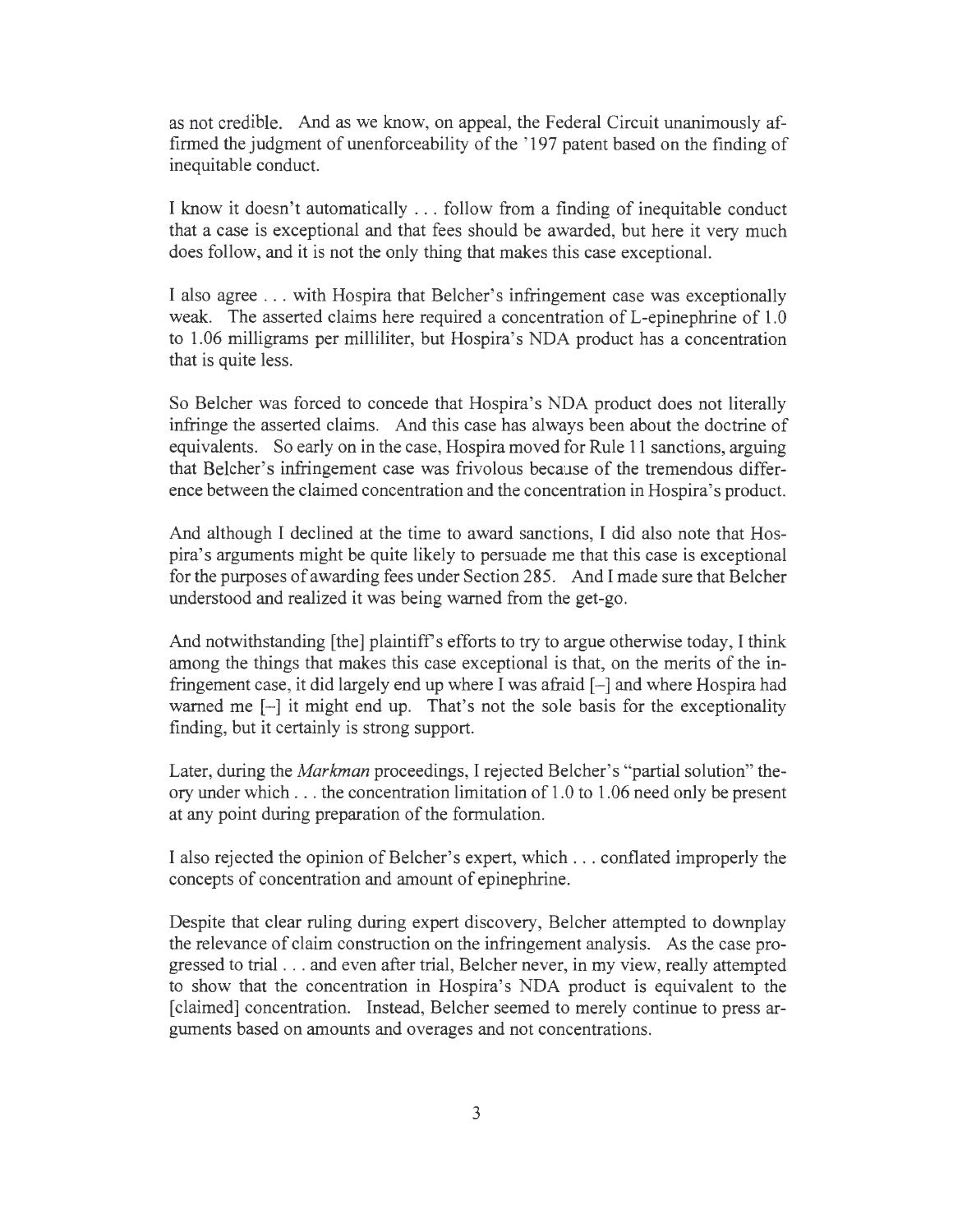as not credible. And as we know, on appeal, the Federal Circuit unanimously affirmed the judgment of unenforceability of the '197 patent based on the finding of inequitable conduct.

I know it doesn't automatically . . . follow from a finding of inequitable conduct that a case is exceptional and that fees should be awarded, but here it very much does follow, and it is not the only thing that makes this case exceptional.

I also agree . . . with Hospira that Belcher's infringement case was exceptionally weak. The asserted claims here required a concentration of L-epinephrine of 1.0 to 1.06 milligrams per milliliter, but Hospira's NDA product has a concentration that is quite less.

So Belcher was forced to concede that Hospira's NDA product does not literally infringe the asserted claims. And this case has always been about the doctrine of equivalents. So early on in the case, Hospira moved for Rule 11 sanctions, arguing that Belcher's infringement case was frivolous because of the tremendous difference between the claimed concentration and the concentration in Hospira's product.

And although I declined at the time to award sanctions, I did also note that Hospira's arguments might be quite likely to persuade me that this case is exceptional for the purposes of awarding fees under Section 285. And I made sure that Belcher understood and realized it was being warned from the get-go.

And notwithstanding [the] plaintiff's efforts to try to argue otherwise today, I think among the things that makes this case exceptional is that, on the merits of the infringement case, it did largely end up where I was afraid [–] and where Hospira had warned me [–] it might end up. That's not the sole basis for the exceptionality finding, but it certainly is strong support.

Later, during the *Markman* proceedings, I rejected Belcher's "partial solution" theory under which . . . the concentration limitation of 1.0 to 1.06 need only be present at any point during preparation of the formulation.

I also rejected the opinion of Belcher's expert, which . . . conflated improperly the concepts of concentration and amount of epinephrine.

Despite that clear ruling during expert discovery, Belcher attempted to downplay the relevance of claim construction on the infringement analysis. As the case progressed to trial . . . and even after trial, Belcher never, in my view, really attempted to show that the concentration in Hospira's NDA product is equivalent to the [claimed] concentration. Instead, Belcher seemed to merely continue to press arguments based on amounts and overages and not concentrations.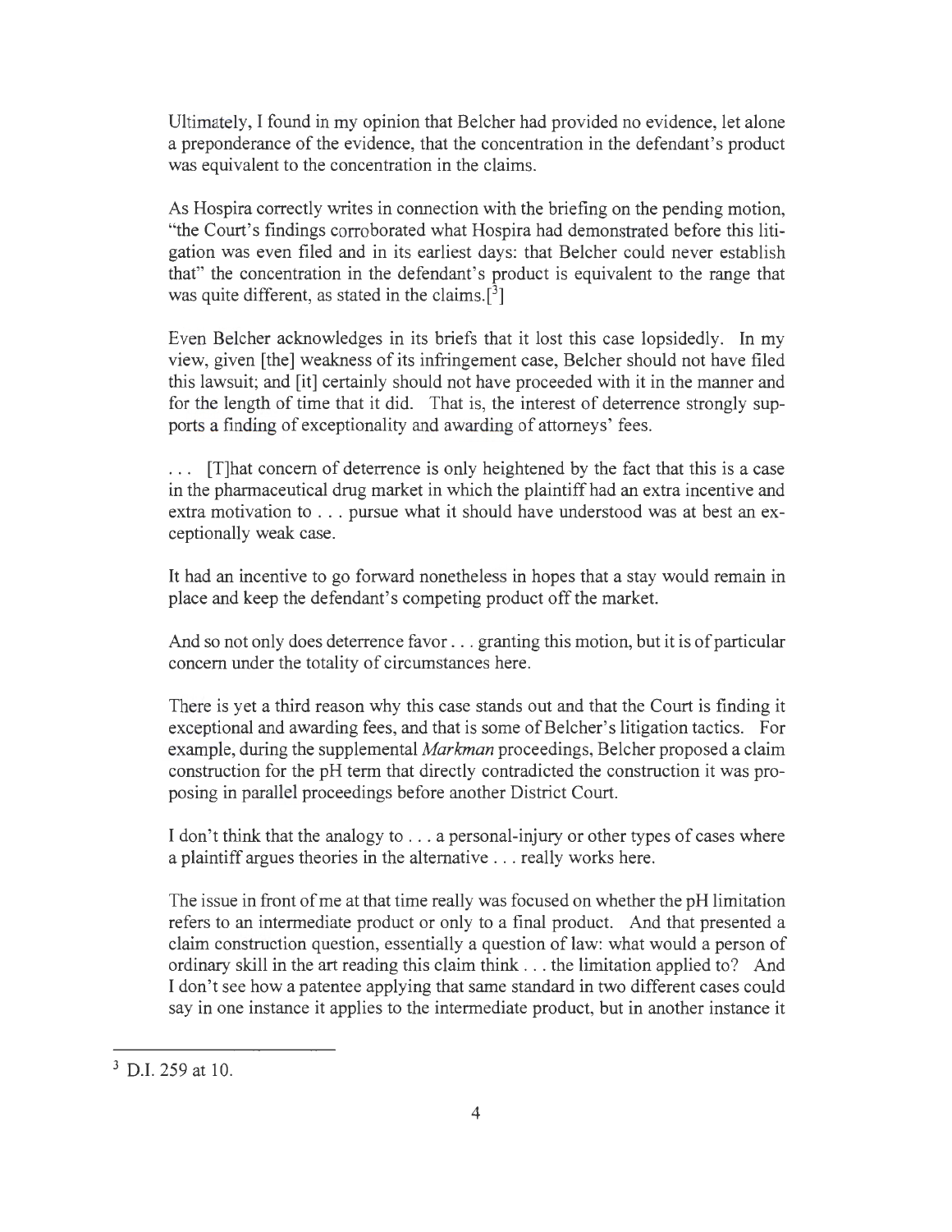Ultimately, I found in my opinion that Belcher had provided no evidence, let alone a preponderance of the evidence, that the concentration in the defendant's product was equivalent to the concentration in the claims.

As Hospira correctly writes in connection with the briefing on the pending motion, "the Court's findings corroborated what Hospira had demonstrated before this litigation was even filed and in its earliest days: that Belcher could never establish that" the concentration in the defendant's product is equivalent to the range that was quite different, as stated in the claims.[3]

Even Belcher acknowledges in its briefs that it lost this case lopsidedly. In my view, given [the] weakness of its infringement case, Belcher should not have filed this lawsuit; and [it] certainly should not have proceeded with it in the manner and for the length of time that it did. That is, the interest of deterrence strongly supports a finding of exceptionality and awarding of attorneys' fees.

. . . [T]hat concern of deterrence is only heightened by the fact that this is a case in the pharmaceutical drug market in which the plaintiff had an extra incentive and extra motivation to . . . pursue what it should have understood was at best an exceptionally weak case.

It had an incentive to go forward nonetheless in hopes that a stay would remain in place and keep the defendant's competing product off the market.

And so not only does deterrence favor . . . granting this motion, but it is of particular concern under the totality of circumstances here.

There is yet a third reason why this case stands out and that the Court is finding it exceptional and awarding fees, and that is some of Belcher's litigation tactics. For example, during the supplemental *Markman* proceedings, Belcher proposed a claim construction for the pH term that directly contradicted the construction it was proposing in parallel proceedings before another District Court.

I don't think that the analogy to . . . a personal-injury or other types of cases where a plaintiff argues theories in the alternative . . . really works here.

The issue in front of me at that time really was focused on whether the pH limitation refers to an intermediate product or only to a final product. And that presented a claim construction question, essentially a question of law: what would a person of ordinary skill in the art reading this claim think . . . the limitation applied to? And I don't see how a patentee applying that same standard in two different cases could say in one instance it applies to the intermediate product, but in another instance it

---

[3] D.I. 259 at 10.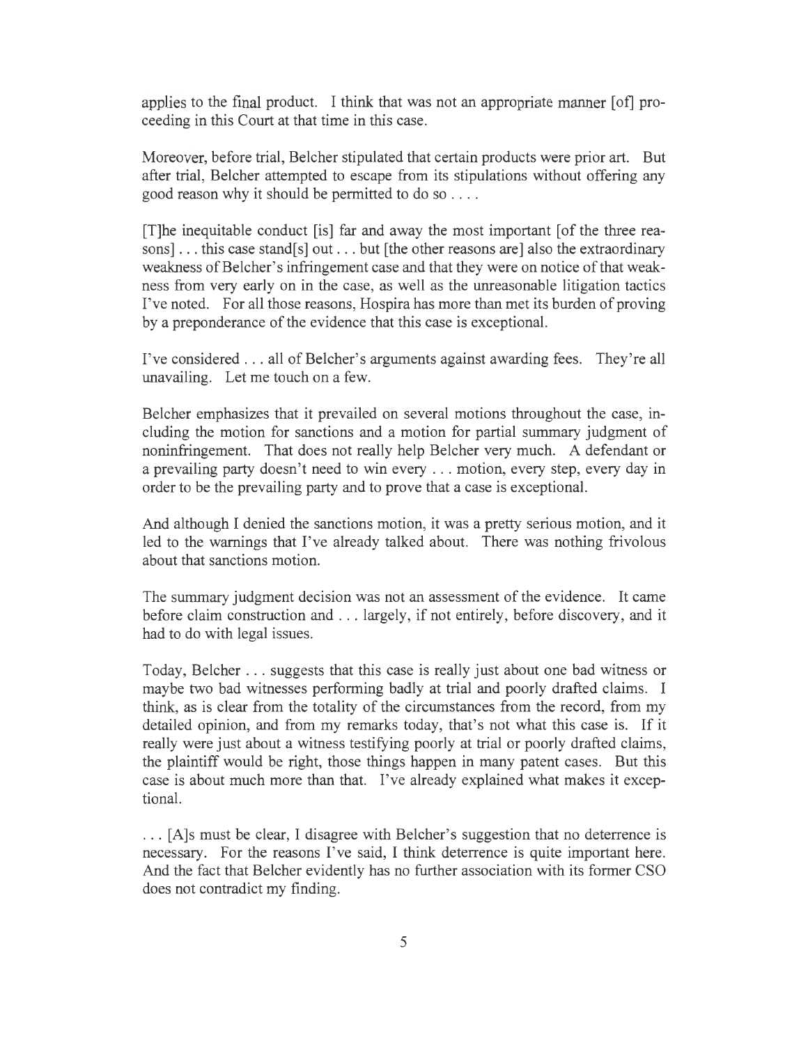applies to the final product. I think that was not an appropriate manner [of] proceeding in this Court at that time in this case.

Moreover, before trial, Belcher stipulated that certain products were prior art. But after trial, Belcher attempted to escape from its stipulations without offering any good reason why it should be permitted to do so . . . .

[T]he inequitable conduct [is] far and away the most important [of the three reasons] . . . this case stand[s] out . . . but [the other reasons are] also the extraordinary weakness of Belcher's infringement case and that they were on notice of that weakness from very early on in the case, as well as the unreasonable litigation tactics I've noted. For all those reasons, Hospira has more than met its burden of proving by a preponderance of the evidence that this case is exceptional.

I've considered . . . all of Belcher's arguments against awarding fees. They're all unavailing. Let me touch on a few.

Belcher emphasizes that it prevailed on several motions throughout the case, including the motion for sanctions and a motion for partial summary judgment of noninfringement. That does not really help Belcher very much. A defendant or a prevailing party doesn't need to win every . . . motion, every step, every day in order to be the prevailing party and to prove that a case is exceptional.

And although I denied the sanctions motion, it was a pretty serious motion, and it led to the warnings that I've already talked about. There was nothing frivolous about that sanctions motion.

The summary judgment decision was not an assessment of the evidence. It came before claim construction and . . . largely, if not entirely, before discovery, and it had to do with legal issues.

Today, Belcher . . . suggests that this case is really just about one bad witness or maybe two bad witnesses performing badly at trial and poorly drafted claims. I think, as is clear from the totality of the circumstances from the record, from my detailed opinion, and from my remarks today, that's not what this case is. If it really were just about a witness testifying poorly at trial or poorly drafted claims, the plaintiff would be right, those things happen in many patent cases. But this case is about much more than that. I've already explained what makes it exceptional.

. . . [A]s must be clear, I disagree with Belcher's suggestion that no deterrence is necessary. For the reasons I've said, I think deterrence is quite important here. And the fact that Belcher evidently has no further association with its former CSO does not contradict my finding.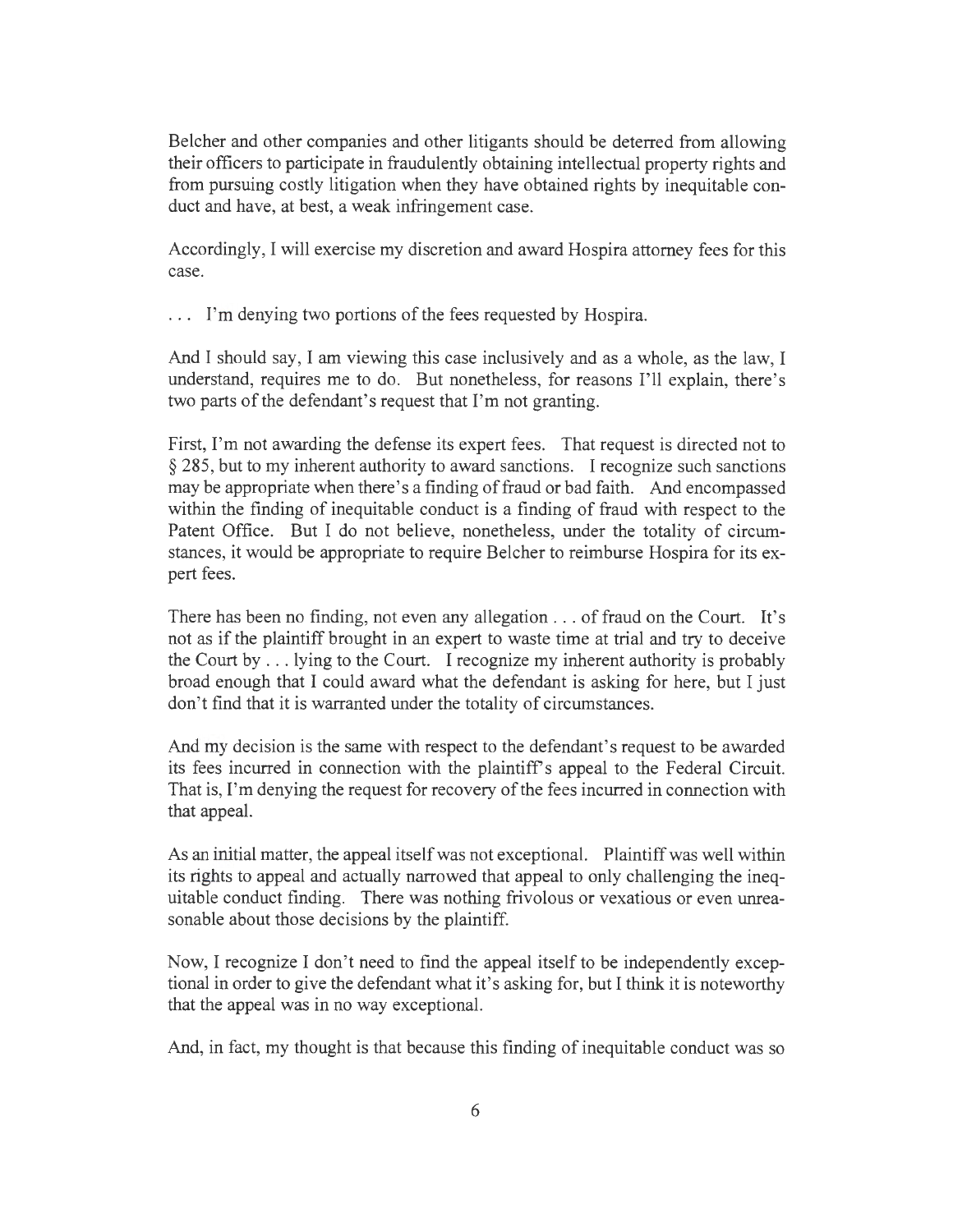Belcher and other companies and other litigants should be deterred from allowing their officers to participate in fraudulently obtaining intellectual property rights and from pursuing costly litigation when they have obtained rights by inequitable conduct and have, at best, a weak infringement case.

Accordingly, I will exercise my discretion and award Hospira attorney fees for this case.

. . . I'm denying two portions of the fees requested by Hospira.

And I should say, I am viewing this case inclusively and as a whole, as the law, I understand, requires me to do. But nonetheless, for reasons I'll explain, there's two parts of the defendant's request that I'm not granting.

First, I'm not awarding the defense its expert fees. That request is directed not to § 285, but to my inherent authority to award sanctions. I recognize such sanctions may be appropriate when there's a finding of fraud or bad faith. And encompassed within the finding of inequitable conduct is a finding of fraud with respect to the Patent Office. But I do not believe, nonetheless, under the totality of circumstances, it would be appropriate to require Belcher to reimburse Hospira for its expert fees.

There has been no finding, not even any allegation . . . of fraud on the Court. It's not as if the plaintiff brought in an expert to waste time at trial and try to deceive the Court by . . . lying to the Court. I recognize my inherent authority is probably broad enough that I could award what the defendant is asking for here, but I just don't find that it is warranted under the totality of circumstances.

And my decision is the same with respect to the defendant's request to be awarded its fees incurred in connection with the plaintiff's appeal to the Federal Circuit. That is, I'm denying the request for recovery of the fees incurred in connection with that appeal.

As an initial matter, the appeal itself was not exceptional. Plaintiff was well within its rights to appeal and actually narrowed that appeal to only challenging the inequitable conduct finding. There was nothing frivolous or vexatious or even unreasonable about those decisions by the plaintiff.

Now, I recognize I don't need to find the appeal itself to be independently exceptional in order to give the defendant what it's asking for, but I think it is noteworthy that the appeal was in no way exceptional.

And, in fact, my thought is that because this finding of inequitable conduct was so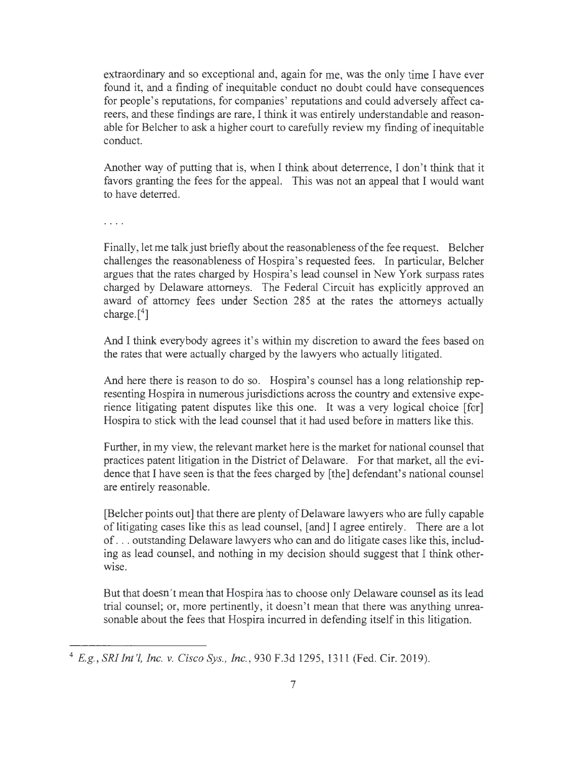extraordinary and so exceptional and, again for me, was the only time I have ever found it, and a finding of inequitable conduct no doubt could have consequences for people's reputations, for companies' reputations and could adversely affect careers, and these findings are rare, I think it was entirely understandable and reasonable for Belcher to ask a higher court to carefully review my finding of inequitable conduct.

Another way of putting that is, when I think about deterrence, I don't think that it favors granting the fees for the appeal. This was not an appeal that I would want to have deterred.

. . . .

Finally, let me talk just briefly about the reasonableness of the fee request. Belcher challenges the reasonableness of Hospira's requested fees. In particular, Belcher argues that the rates charged by Hospira's lead counsel in New York surpass rates charged by Delaware attorneys. The Federal Circuit has explicitly approved an award of attorney fees under Section 285 at the rates the attorneys actually charge.[4]

And I think everybody agrees it's within my discretion to award the fees based on the rates that were actually charged by the lawyers who actually litigated.

And here there is reason to do so. Hospira's counsel has a long relationship representing Hospira in numerous jurisdictions across the country and extensive experience litigating patent disputes like this one. It was a very logical choice [for] Hospira to stick with the lead counsel that it had used before in matters like this.

Further, in my view, the relevant market here is the market for national counsel that practices patent litigation in the District of Delaware. For that market, all the evidence that I have seen is that the fees charged by [the] defendant's national counsel are entirely reasonable.

[Belcher points out] that there are plenty of Delaware lawyers who are fully capable of litigating cases like this as lead counsel, [and] I agree entirely. There are a lot of . . . outstanding Delaware lawyers who can and do litigate cases like this, including as lead counsel, and nothing in my decision should suggest that I think otherwise.

But that doesn't mean that Hospira has to choose only Delaware counsel as its lead trial counsel; or, more pertinently, it doesn't mean that there was anything unreasonable about the fees that Hospira incurred in defending itself in this litigation.

---

[4] *E.g.*, *SRI Int'l, Inc. v. Cisco Sys., Inc.*, 930 F.3d 1295, 1311 (Fed. Cir. 2019).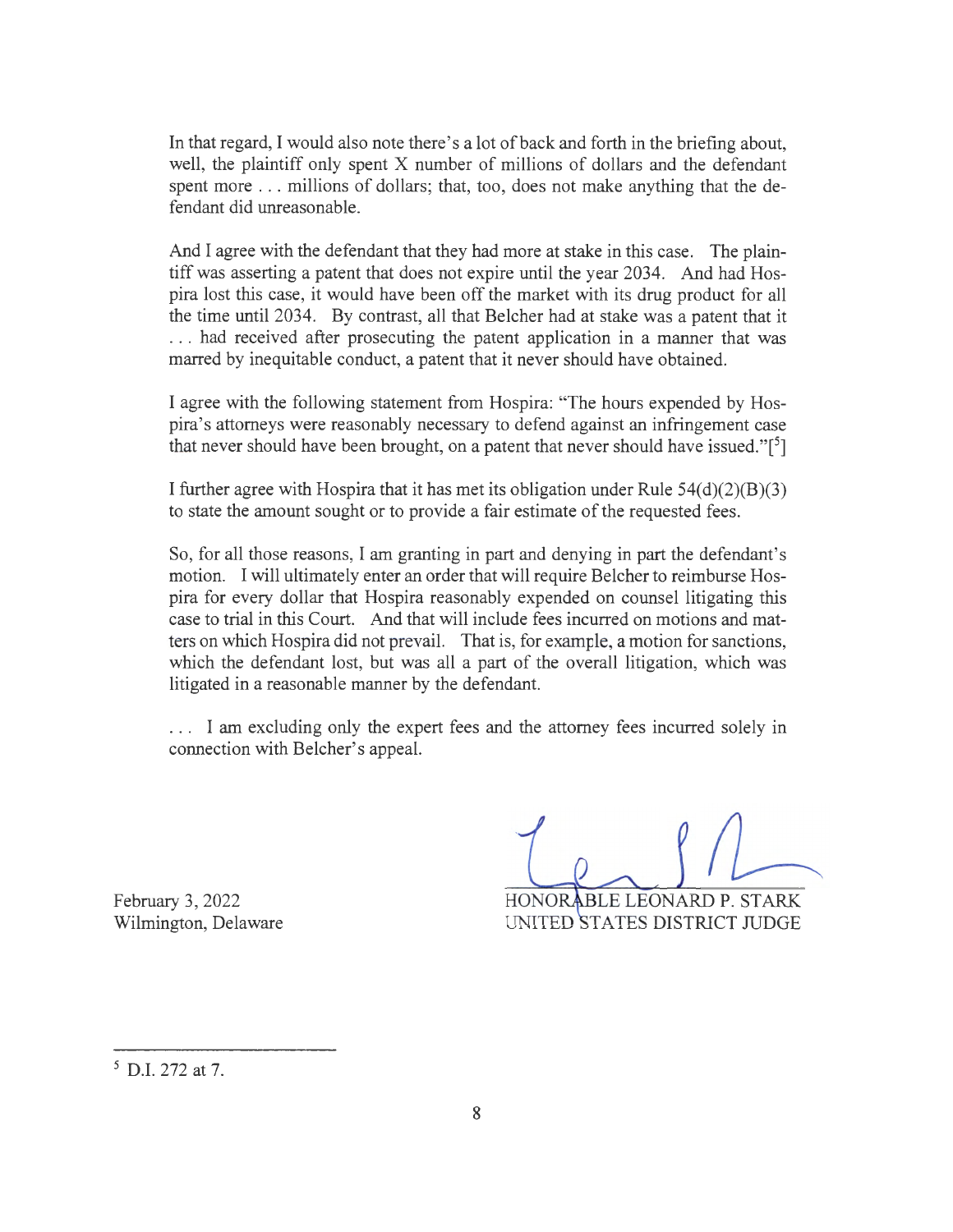In that regard, I would also note there's a lot of back and forth in the briefing about, well, the plaintiff only spent X number of millions of dollars and the defendant spent more . . . millions of dollars; that, too, does not make anything that the defendant did unreasonable.

And I agree with the defendant that they had more at stake in this case. The plaintiff was asserting a patent that does not expire until the year 2034. And had Hospira lost this case, it would have been off the market with its drug product for all the time until 2034. By contrast, all that Belcher had at stake was a patent that it . . . had received after prosecuting the patent application in a manner that was marred by inequitable conduct, a patent that it never should have obtained.

I agree with the following statement from Hospira: "The hours expended by Hospira's attorneys were reasonably necessary to defend against an infringement case that never should have been brought, on a patent that never should have issued."[5]

I further agree with Hospira that it has met its obligation under Rule 54(d)(2)(B)(3) to state the amount sought or to provide a fair estimate of the requested fees.

So, for all those reasons, I am granting in part and denying in part the defendant's motion. I will ultimately enter an order that will require Belcher to reimburse Hospira for every dollar that Hospira reasonably expended on counsel litigating this case to trial in this Court. And that will include fees incurred on motions and matters on which Hospira did not prevail. That is, for example, a motion for sanctions, which the defendant lost, but was all a part of the overall litigation, which was litigated in a reasonable manner by the defendant.

. . . I am excluding only the expert fees and the attorney fees incurred solely in connection with Belcher's appeal.

February 3, 2022
Wilmington, Delaware

HONORABLE LEONARD P. STARK
UNITED STATES DISTRICT JUDGE

[5] D.I. 272 at 7.